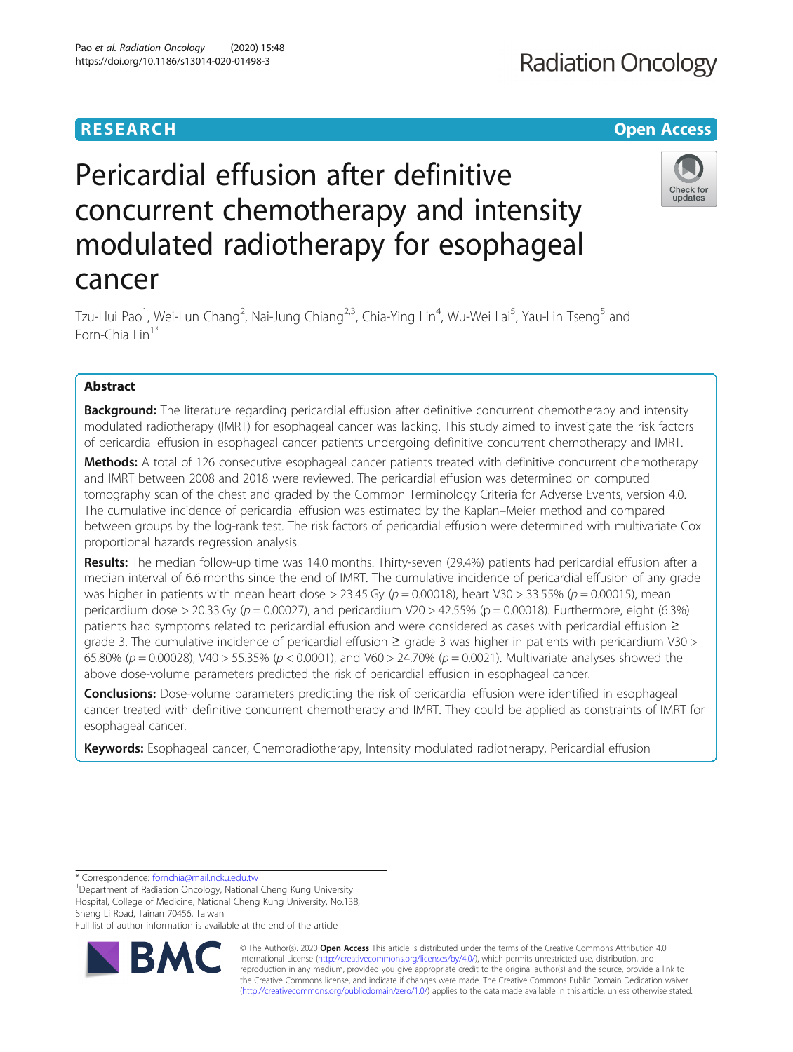RESEARCH

Open Access

# Pericardial effusion after definitive concurrent chemotherapy and intensity modulated radiotherapy for esophageal cancer

Tzu-Hui Pao[1], Wei-Lun Chang[2], Nai-Jung Chiang[2,3], Chia-Ying Lin[4], Wu-Wei Lai[5], Yau-Lin Tseng[5] and Forn-Chia Lin[1*]

## Abstract

**Background:** The literature regarding pericardial effusion after definitive concurrent chemotherapy and intensity modulated radiotherapy (IMRT) for esophageal cancer was lacking. This study aimed to investigate the risk factors of pericardial effusion in esophageal cancer patients undergoing definitive concurrent chemotherapy and IMRT.

**Methods:** A total of 126 consecutive esophageal cancer patients treated with definitive concurrent chemotherapy and IMRT between 2008 and 2018 were reviewed. The pericardial effusion was determined on computed tomography scan of the chest and graded by the Common Terminology Criteria for Adverse Events, version 4.0. The cumulative incidence of pericardial effusion was estimated by the Kaplan–Meier method and compared between groups by the log-rank test. The risk factors of pericardial effusion were determined with multivariate Cox proportional hazards regression analysis.

**Results:** The median follow-up time was 14.0 months. Thirty-seven (29.4%) patients had pericardial effusion after a median interval of 6.6 months since the end of IMRT. The cumulative incidence of pericardial effusion of any grade was higher in patients with mean heart dose > 23.45 Gy ($p = 0.00018$), heart V30 > 33.55% ($p = 0.00015$), mean pericardium dose > 20.33 Gy ($p = 0.00027$), and pericardium V20 > 42.55% ($p = 0.00018$). Furthermore, eight (6.3%) patients had symptoms related to pericardial effusion and were considered as cases with pericardial effusion ≥ grade 3. The cumulative incidence of pericardial effusion ≥ grade 3 was higher in patients with pericardium V30 > 65.80% ($p = 0.00028$), V40 > 55.35% ($p < 0.0001$), and V60 > 24.70% ($p = 0.0021$). Multivariate analyses showed the above dose-volume parameters predicted the risk of pericardial effusion in esophageal cancer.

**Conclusions:** Dose-volume parameters predicting the risk of pericardial effusion were identified in esophageal cancer treated with definitive concurrent chemotherapy and IMRT. They could be applied as constraints of IMRT for esophageal cancer.

**Keywords:** Esophageal cancer, Chemoradiotherapy, Intensity modulated radiotherapy, Pericardial effusion

\* Correspondence: fornchia@mail.ncku.edu.tw
[1]Department of Radiation Oncology, National Cheng Kung University Hospital, College of Medicine, National Cheng Kung University, No.138, Sheng Li Road, Tainan 70456, Taiwan
Full list of author information is available at the end of the article

© The Author(s). 2020 **Open Access** This article is distributed under the terms of the Creative Commons Attribution 4.0 International License (http://creativecommons.org/licenses/by/4.0/), which permits unrestricted use, distribution, and reproduction in any medium, provided you give appropriate credit to the original author(s) and the source, provide a link to the Creative Commons license, and indicate if changes were made. The Creative Commons Public Domain Dedication waiver (http://creativecommons.org/publicdomain/zero/1.0/) applies to the data made available in this article, unless otherwise stated.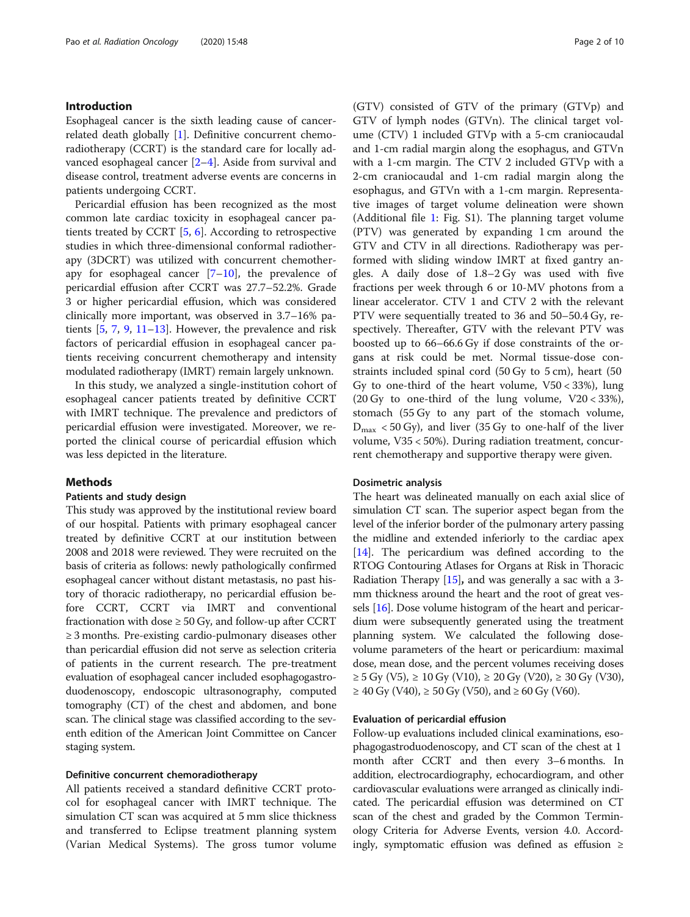## Introduction

Esophageal cancer is the sixth leading cause of cancer-related death globally [1]. Definitive concurrent chemoradiotherapy (CCRT) is the standard care for locally advanced esophageal cancer [2–4]. Aside from survival and disease control, treatment adverse events are concerns in patients undergoing CCRT.

Pericardial effusion has been recognized as the most common late cardiac toxicity in esophageal cancer patients treated by CCRT [5, 6]. According to retrospective studies in which three-dimensional conformal radiotherapy (3DCRT) was utilized with concurrent chemotherapy for esophageal cancer [7–10], the prevalence of pericardial effusion after CCRT was 27.7–52.2%. Grade 3 or higher pericardial effusion, which was considered clinically more important, was observed in 3.7–16% patients [5, 7, 9, 11–13]. However, the prevalence and risk factors of pericardial effusion in esophageal cancer patients receiving concurrent chemotherapy and intensity modulated radiotherapy (IMRT) remain largely unknown.

In this study, we analyzed a single-institution cohort of esophageal cancer patients treated by definitive CCRT with IMRT technique. The prevalence and predictors of pericardial effusion were investigated. Moreover, we reported the clinical course of pericardial effusion which was less depicted in the literature.

## Methods

### Patients and study design

This study was approved by the institutional review board of our hospital. Patients with primary esophageal cancer treated by definitive CCRT at our institution between 2008 and 2018 were reviewed. They were recruited on the basis of criteria as follows: newly pathologically confirmed esophageal cancer without distant metastasis, no past history of thoracic radiotherapy, no pericardial effusion before CCRT, CCRT via IMRT and conventional fractionation with dose ≥ 50 Gy, and follow-up after CCRT ≥ 3 months. Pre-existing cardio-pulmonary diseases other than pericardial effusion did not serve as selection criteria of patients in the current research. The pre-treatment evaluation of esophageal cancer included esophagogastroduodenoscopy, endoscopic ultrasonography, computed tomography (CT) of the chest and abdomen, and bone scan. The clinical stage was classified according to the seventh edition of the American Joint Committee on Cancer staging system.

### Definitive concurrent chemoradiotherapy

All patients received a standard definitive CCRT protocol for esophageal cancer with IMRT technique. The simulation CT scan was acquired at 5 mm slice thickness and transferred to Eclipse treatment planning system (Varian Medical Systems). The gross tumor volume (GTV) consisted of GTV of the primary (GTVp) and GTV of lymph nodes (GTVn). The clinical target volume (CTV) 1 included GTVp with a 5-cm craniocaudal and 1-cm radial margin along the esophagus, and GTVn with a 1-cm margin. The CTV 2 included GTVp with a 2-cm craniocaudal and 1-cm radial margin along the esophagus, and GTVn with a 1-cm margin. Representative images of target volume delineation were shown (Additional file 1: Fig. S1). The planning target volume (PTV) was generated by expanding 1 cm around the GTV and CTV in all directions. Radiotherapy was performed with sliding window IMRT at fixed gantry angles. A daily dose of 1.8–2 Gy was used with five fractions per week through 6 or 10-MV photons from a linear accelerator. CTV 1 and CTV 2 with the relevant PTV were sequentially treated to 36 and 50–50.4 Gy, respectively. Thereafter, GTV with the relevant PTV was boosted up to 66–66.6 Gy if dose constraints of the organs at risk could be met. Normal tissue-dose constraints included spinal cord (50 Gy to 5 cm), heart (50 Gy to one-third of the heart volume, V50 < 33%), lung (20 Gy to one-third of the lung volume, V20 < 33%), stomach (55 Gy to any part of the stomach volume, $D_{max}$ < 50 Gy), and liver (35 Gy to one-half of the liver volume, V35 < 50%). During radiation treatment, concurrent chemotherapy and supportive therapy were given.

### Dosimetric analysis

The heart was delineated manually on each axial slice of simulation CT scan. The superior aspect began from the level of the inferior border of the pulmonary artery passing the midline and extended inferiorly to the cardiac apex [14]. The pericardium was defined according to the RTOG Contouring Atlases for Organs at Risk in Thoracic Radiation Therapy [15], and was generally a sac with a 3-mm thickness around the heart and the root of great vessels [16]. Dose volume histogram of the heart and pericardium were subsequently generated using the treatment planning system. We calculated the following dose-volume parameters of the heart or pericardium: maximal dose, mean dose, and the percent volumes receiving doses ≥ 5 Gy (V5), ≥ 10 Gy (V10), ≥ 20 Gy (V20), ≥ 30 Gy (V30), ≥ 40 Gy (V40), ≥ 50 Gy (V50), and ≥ 60 Gy (V60).

### Evaluation of pericardial effusion

Follow-up evaluations included clinical examinations, esophagogastroduodenoscopy, and CT scan of the chest at 1 month after CCRT and then every 3–6 months. In addition, electrocardiography, echocardiogram, and other cardiovascular evaluations were arranged as clinically indicated. The pericardial effusion was determined on CT scan of the chest and graded by the Common Terminology Criteria for Adverse Events, version 4.0. Accordingly, symptomatic effusion was defined as effusion ≥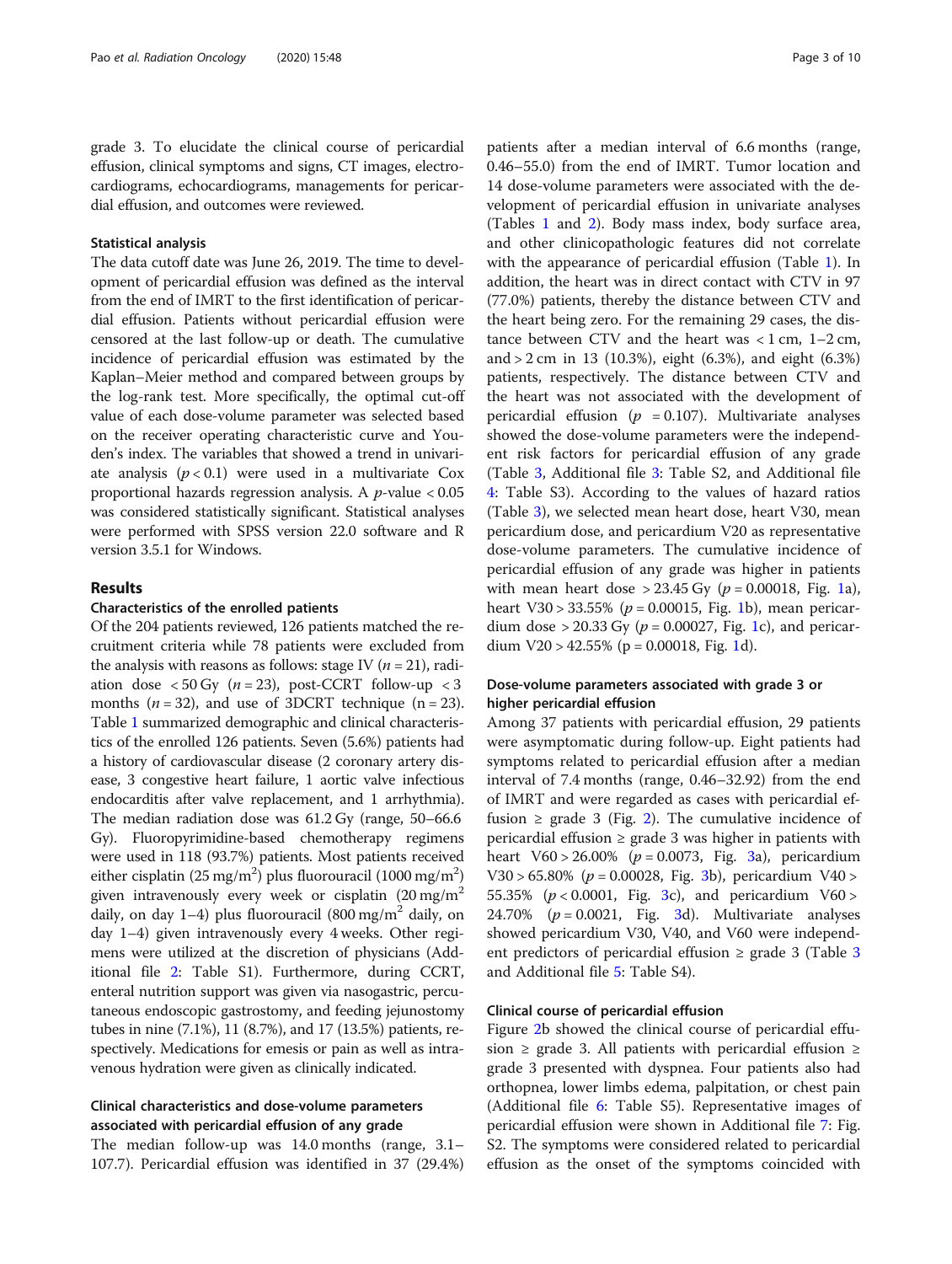grade 3. To elucidate the clinical course of pericardial effusion, clinical symptoms and signs, CT images, electrocardiograms, echocardiograms, managements for pericardial effusion, and outcomes were reviewed.

### Statistical analysis

The data cutoff date was June 26, 2019. The time to development of pericardial effusion was defined as the interval from the end of IMRT to the first identification of pericardial effusion. Patients without pericardial effusion were censored at the last follow-up or death. The cumulative incidence of pericardial effusion was estimated by the Kaplan–Meier method and compared between groups by the log-rank test. More specifically, the optimal cut-off value of each dose-volume parameter was selected based on the receiver operating characteristic curve and Youden's index. The variables that showed a trend in univariate analysis ($p < 0.1$) were used in a multivariate Cox proportional hazards regression analysis. A $p$-value $< 0.05$ was considered statistically significant. Statistical analyses were performed with SPSS version 22.0 software and R version 3.5.1 for Windows.

## Results

### Characteristics of the enrolled patients

Of the 204 patients reviewed, 126 patients matched the recruitment criteria while 78 patients were excluded from the analysis with reasons as follows: stage IV ($n = 21$), radiation dose $< 50$ Gy ($n = 23$), post-CCRT follow-up $< 3$ months ($n = 32$), and use of 3DCRT technique ($n = 23$). Table 1 summarized demographic and clinical characteristics of the enrolled 126 patients. Seven (5.6%) patients had a history of cardiovascular disease (2 coronary artery disease, 3 congestive heart failure, 1 aortic valve infectious endocarditis after valve replacement, and 1 arrhythmia). The median radiation dose was 61.2 Gy (range, 50–66.6 Gy). Fluoropyrimidine-based chemotherapy regimens were used in 118 (93.7%) patients. Most patients received either cisplatin (25 mg/m$^2$) plus fluorouracil (1000 mg/m$^2$) given intravenously every week or cisplatin (20 mg/m$^2$ daily, on day 1–4) plus fluorouracil (800 mg/m$^2$ daily, on day 1–4) given intravenously every 4 weeks. Other regimens were utilized at the discretion of physicians (Additional file 2: Table S1). Furthermore, during CCRT, enteral nutrition support was given via nasogastric, percutaneous endoscopic gastrostomy, and feeding jejunostomy tubes in nine (7.1%), 11 (8.7%), and 17 (13.5%) patients, respectively. Medications for emesis or pain as well as intravenous hydration were given as clinically indicated.

### Clinical characteristics and dose-volume parameters associated with pericardial effusion of any grade

The median follow-up was 14.0 months (range, 3.1–107.7). Pericardial effusion was identified in 37 (29.4%) patients after a median interval of 6.6 months (range, 0.46–55.0) from the end of IMRT. Tumor location and 14 dose-volume parameters were associated with the development of pericardial effusion in univariate analyses (Tables 1 and 2). Body mass index, body surface area, and other clinicopathologic features did not correlate with the appearance of pericardial effusion (Table 1). In addition, the heart was in direct contact with CTV in 97 (77.0%) patients, thereby the distance between CTV and the heart being zero. For the remaining 29 cases, the distance between CTV and the heart was $< 1$ cm, 1–2 cm, and $> 2$ cm in 13 (10.3%), eight (6.3%), and eight (6.3%) patients, respectively. The distance between CTV and the heart was not associated with the development of pericardial effusion ($p = 0.107$). Multivariate analyses showed the dose-volume parameters were the independent risk factors for pericardial effusion of any grade (Table 3, Additional file 3: Table S2, and Additional file 4: Table S3). According to the values of hazard ratios (Table 3), we selected mean heart dose, heart V30, mean pericardium dose, and pericardium V20 as representative dose-volume parameters. The cumulative incidence of pericardial effusion of any grade was higher in patients with mean heart dose $> 23.45$ Gy ($p = 0.00018$, Fig. 1a), heart V30 $> 33.55\%$ ($p = 0.00015$, Fig. 1b), mean pericardium dose $> 20.33$ Gy ($p = 0.00027$, Fig. 1c), and pericardium V20 $> 42.55\%$ ($p = 0.00018$, Fig. 1d).

### Dose-volume parameters associated with grade 3 or higher pericardial effusion

Among 37 patients with pericardial effusion, 29 patients were asymptomatic during follow-up. Eight patients had symptoms related to pericardial effusion after a median interval of 7.4 months (range, 0.46–32.92) from the end of IMRT and were regarded as cases with pericardial effusion $\geq$ grade 3 (Fig. 2). The cumulative incidence of pericardial effusion $\geq$ grade 3 was higher in patients with heart V60 $> 26.00\%$ ($p = 0.0073$, Fig. 3a), pericardium V30 $> 65.80\%$ ($p = 0.00028$, Fig. 3b), pericardium V40 $> 55.35\%$ ($p < 0.0001$, Fig. 3c), and pericardium V60 $> 24.70\%$ ($p = 0.0021$, Fig. 3d). Multivariate analyses showed pericardium V30, V40, and V60 were independent predictors of pericardial effusion $\geq$ grade 3 (Table 3 and Additional file 5: Table S4).

### Clinical course of pericardial effusion

Figure 2b showed the clinical course of pericardial effusion $\geq$ grade 3. All patients with pericardial effusion $\geq$ grade 3 presented with dyspnea. Four patients also had orthopnea, lower limbs edema, palpitation, or chest pain (Additional file 6: Table S5). Representative images of pericardial effusion were shown in Additional file 7: Fig. S2. The symptoms were considered related to pericardial effusion as the onset of the symptoms coincided with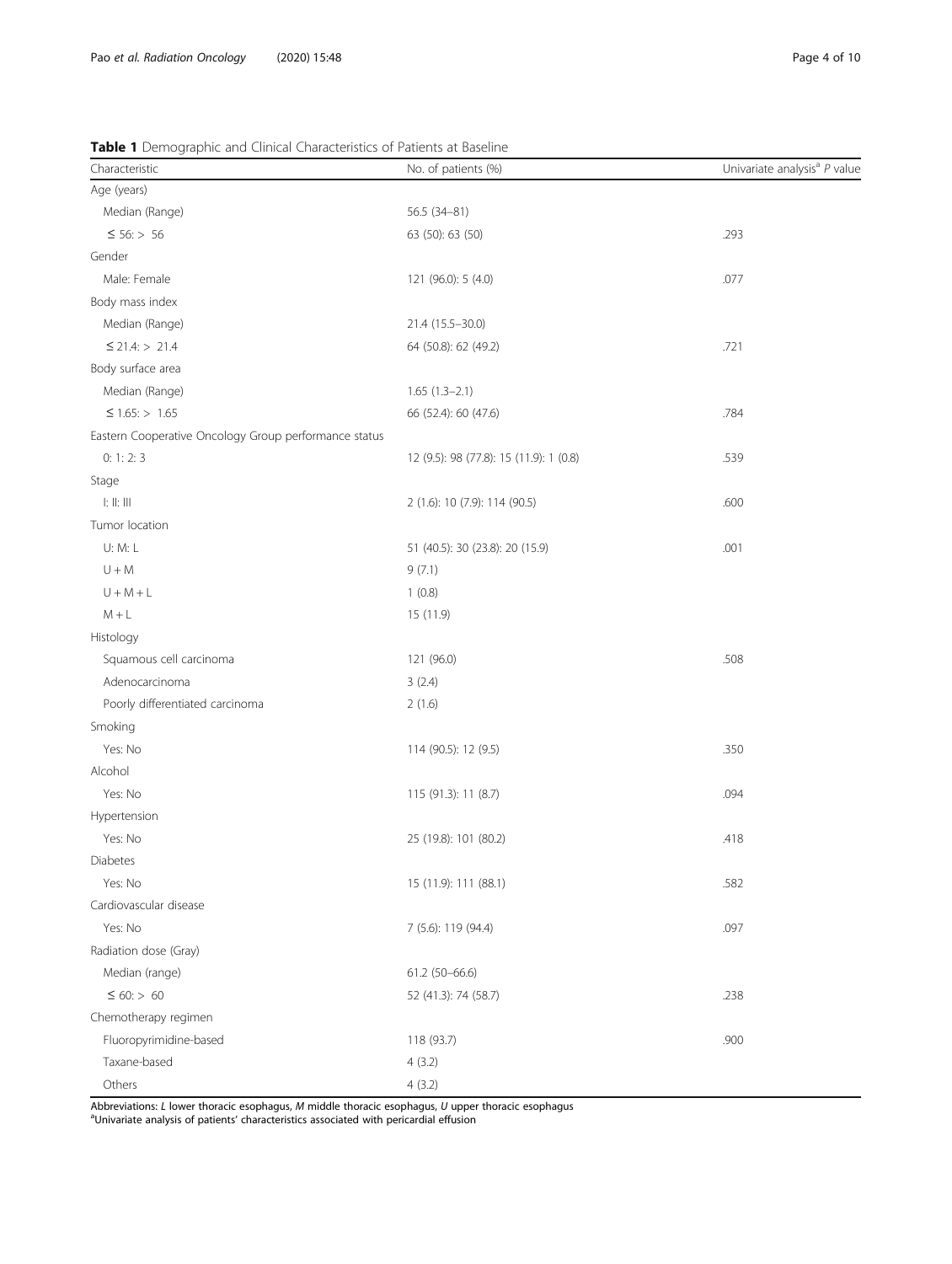**Table 1** Demographic and Clinical Characteristics of Patients at Baseline

| Characteristic | No. of patients (%) | Univariate analysis[a] *P* value |
|---|---|---|
| Age (years) | | |
| Median (Range) | 56.5 (34–81) | |
| ≤ 56: > 56 | 63 (50): 63 (50) | .293 |
| Gender | | |
| Male: Female | 121 (96.0): 5 (4.0) | .077 |
| Body mass index | | |
| Median (Range) | 21.4 (15.5–30.0) | |
| ≤ 21.4: > 21.4 | 64 (50.8): 62 (49.2) | .721 |
| Body surface area | | |
| Median (Range) | 1.65 (1.3–2.1) | |
| ≤ 1.65: > 1.65 | 66 (52.4): 60 (47.6) | .784 |
| Eastern Cooperative Oncology Group performance status | | |
| 0: 1: 2: 3 | 12 (9.5): 98 (77.8): 15 (11.9): 1 (0.8) | .539 |
| Stage | | |
| I: II: III | 2 (1.6): 10 (7.9): 114 (90.5) | .600 |
| Tumor location | | |
| U: M: L | 51 (40.5): 30 (23.8): 20 (15.9) | .001 |
| U + M | 9 (7.1) | |
| U + M + L | 1 (0.8) | |
| M + L | 15 (11.9) | |
| Histology | | |
| Squamous cell carcinoma | 121 (96.0) | .508 |
| Adenocarcinoma | 3 (2.4) | |
| Poorly differentiated carcinoma | 2 (1.6) | |
| Smoking | | |
| Yes: No | 114 (90.5): 12 (9.5) | .350 |
| Alcohol | | |
| Yes: No | 115 (91.3): 11 (8.7) | .094 |
| Hypertension | | |
| Yes: No | 25 (19.8): 101 (80.2) | .418 |
| Diabetes | | |
| Yes: No | 15 (11.9): 111 (88.1) | .582 |
| Cardiovascular disease | | |
| Yes: No | 7 (5.6): 119 (94.4) | .097 |
| Radiation dose (Gray) | | |
| Median (range) | 61.2 (50–66.6) | |
| ≤ 60: > 60 | 52 (41.3): 74 (58.7) | .238 |
| Chemotherapy regimen | | |
| Fluoropyrimidine-based | 118 (93.7) | .900 |
| Taxane-based | 4 (3.2) | |
| Others | 4 (3.2) | |

Abbreviations: *L* lower thoracic esophagus, *M* middle thoracic esophagus, *U* upper thoracic esophagus
[a]Univariate analysis of patients' characteristics associated with pericardial effusion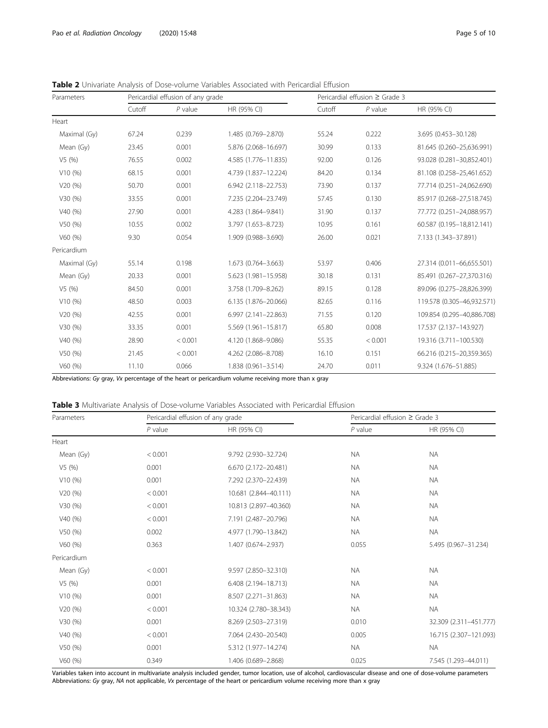**Table 2** Univariate Analysis of Dose-volume Variables Associated with Pericardial Effusion

| Parameters | Pericardial effusion of any grade | | | Pericardial effusion ≥ Grade 3 | | |
|---|---|---|---|---|---|---|
| | Cutoff | *P* value | HR (95% CI) | Cutoff | *P* value | HR (95% CI) |
| Heart | | | | | | |
| Maximal (Gy) | 67.24 | 0.239 | 1.485 (0.769–2.870) | 55.24 | 0.222 | 3.695 (0.453–30.128) |
| Mean (Gy) | 23.45 | 0.001 | 5.876 (2.068–16.697) | 30.99 | 0.133 | 81.645 (0.260–25,636.991) |
| V5 (%) | 76.55 | 0.002 | 4.585 (1.776–11.835) | 92.00 | 0.126 | 93.028 (0.281–30,852.401) |
| V10 (%) | 68.15 | 0.001 | 4.739 (1.837–12.224) | 84.20 | 0.134 | 81.108 (0.258–25,461.652) |
| V20 (%) | 50.70 | 0.001 | 6.942 (2.118–22.753) | 73.90 | 0.137 | 77.714 (0.251–24,062.690) |
| V30 (%) | 33.55 | 0.001 | 7.235 (2.204–23.749) | 57.45 | 0.130 | 85.917 (0.268–27,518.745) |
| V40 (%) | 27.90 | 0.001 | 4.283 (1.864–9.841) | 31.90 | 0.137 | 77.772 (0.251–24,088.957) |
| V50 (%) | 10.55 | 0.002 | 3.797 (1.653–8.723) | 10.95 | 0.161 | 60.587 (0.195–18,812.141) |
| V60 (%) | 9.30 | 0.054 | 1.909 (0.988–3.690) | 26.00 | 0.021 | 7.133 (1.343–37.891) |
| Pericardium | | | | | | |
| Maximal (Gy) | 55.14 | 0.198 | 1.673 (0.764–3.663) | 53.97 | 0.406 | 27.314 (0.011–66,655.501) |
| Mean (Gy) | 20.33 | 0.001 | 5.623 (1.981–15.958) | 30.18 | 0.131 | 85.491 (0.267–27,370.316) |
| V5 (%) | 84.50 | 0.001 | 3.758 (1.709–8.262) | 89.15 | 0.128 | 89.096 (0.275–28,826.399) |
| V10 (%) | 48.50 | 0.003 | 6.135 (1.876–20.066) | 82.65 | 0.116 | 119.578 (0.305–46,932.571) |
| V20 (%) | 42.55 | 0.001 | 6.997 (2.141–22.863) | 71.55 | 0.120 | 109.854 (0.295–40,886.708) |
| V30 (%) | 33.35 | 0.001 | 5.569 (1.961–15.817) | 65.80 | 0.008 | 17.537 (2.137–143.927) |
| V40 (%) | 28.90 | < 0.001 | 4.120 (1.868–9.086) | 55.35 | < 0.001 | 19.316 (3.711–100.530) |
| V50 (%) | 21.45 | < 0.001 | 4.262 (2.086–8.708) | 16.10 | 0.151 | 66.216 (0.215–20,359.365) |
| V60 (%) | 11.10 | 0.066 | 1.838 (0.961–3.514) | 24.70 | 0.011 | 9.324 (1.676–51.885) |

Abbreviations: *Gy* gray, *Vx* percentage of the heart or pericardium volume receiving more than x gray

**Table 3** Multivariate Analysis of Dose-volume Variables Associated with Pericardial Effusion

| Parameters | Pericardial effusion of any grade | | Pericardial effusion ≥ Grade 3 | |
|---|---|---|---|---|
| | *P* value | HR (95% CI) | *P* value | HR (95% CI) |
| Heart | | | | |
| Mean (Gy) | < 0.001 | 9.792 (2.930–32.724) | NA | NA |
| V5 (%) | 0.001 | 6.670 (2.172–20.481) | NA | NA |
| V10 (%) | 0.001 | 7.292 (2.370–22.439) | NA | NA |
| V20 (%) | < 0.001 | 10.681 (2.844–40.111) | NA | NA |
| V30 (%) | < 0.001 | 10.813 (2.897–40.360) | NA | NA |
| V40 (%) | < 0.001 | 7.191 (2.487–20.796) | NA | NA |
| V50 (%) | 0.002 | 4.977 (1.790–13.842) | NA | NA |
| V60 (%) | 0.363 | 1.407 (0.674–2.937) | 0.055 | 5.495 (0.967–31.234) |
| Pericardium | | | | |
| Mean (Gy) | < 0.001 | 9.597 (2.850–32.310) | NA | NA |
| V5 (%) | 0.001 | 6.408 (2.194–18.713) | NA | NA |
| V10 (%) | 0.001 | 8.507 (2.271–31.863) | NA | NA |
| V20 (%) | < 0.001 | 10.324 (2.780–38.343) | NA | NA |
| V30 (%) | 0.001 | 8.269 (2.503–27.319) | 0.010 | 32.309 (2.311–451.777) |
| V40 (%) | < 0.001 | 7.064 (2.430–20.540) | 0.005 | 16.715 (2.307–121.093) |
| V50 (%) | 0.001 | 5.312 (1.977–14.274) | NA | NA |
| V60 (%) | 0.349 | 1.406 (0.689–2.868) | 0.025 | 7.545 (1.293–44.011) |

Variables taken into account in multivariate analysis included gender, tumor location, use of alcohol, cardiovascular disease and one of dose-volume parameters
Abbreviations: *Gy* gray, *NA* not applicable, *Vx* percentage of the heart or pericardium volume receiving more than x gray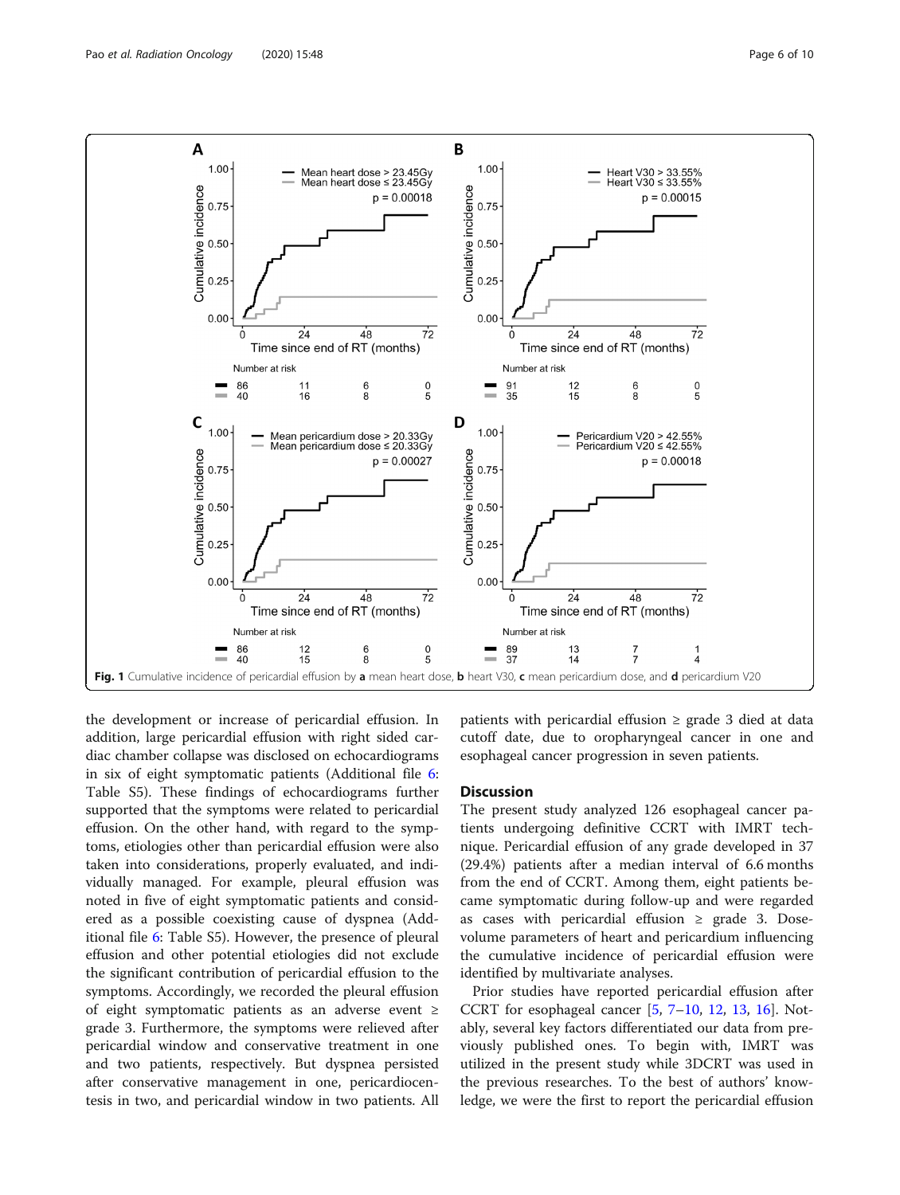Fig. 1 Cumulative incidence of pericardial effusion by **a** mean heart dose, **b** heart V30, **c** mean pericardium dose, and **d** pericardium V20

the development or increase of pericardial effusion. In addition, large pericardial effusion with right sided cardiac chamber collapse was disclosed on echocardiograms in six of eight symptomatic patients (Additional file 6: Table S5). These findings of echocardiograms further supported that the symptoms were related to pericardial effusion. On the other hand, with regard to the symptoms, etiologies other than pericardial effusion were also taken into considerations, properly evaluated, and individually managed. For example, pleural effusion was noted in five of eight symptomatic patients and considered as a possible coexisting cause of dyspnea (Additional file 6: Table S5). However, the presence of pleural effusion and other potential etiologies did not exclude the significant contribution of pericardial effusion to the symptoms. Accordingly, we recorded the pleural effusion of eight symptomatic patients as an adverse event ≥ grade 3. Furthermore, the symptoms were relieved after pericardial window and conservative treatment in one and two patients, respectively. But dyspnea persisted after conservative management in one, pericardiocentesis in two, and pericardial window in two patients. All patients with pericardial effusion ≥ grade 3 died at data cutoff date, due to oropharyngeal cancer in one and esophageal cancer progression in seven patients.

## Discussion

The present study analyzed 126 esophageal cancer patients undergoing definitive CCRT with IMRT technique. Pericardial effusion of any grade developed in 37 (29.4%) patients after a median interval of 6.6 months from the end of CCRT. Among them, eight patients became symptomatic during follow-up and were regarded as cases with pericardial effusion ≥ grade 3. Dose-volume parameters of heart and pericardium influencing the cumulative incidence of pericardial effusion were identified by multivariate analyses.

Prior studies have reported pericardial effusion after CCRT for esophageal cancer [5, 7–10, 12, 13, 16]. Notably, several key factors differentiated our data from previously published ones. To begin with, IMRT was utilized in the present study while 3DCRT was used in the previous researches. To the best of authors' knowledge, we were the first to report the pericardial effusion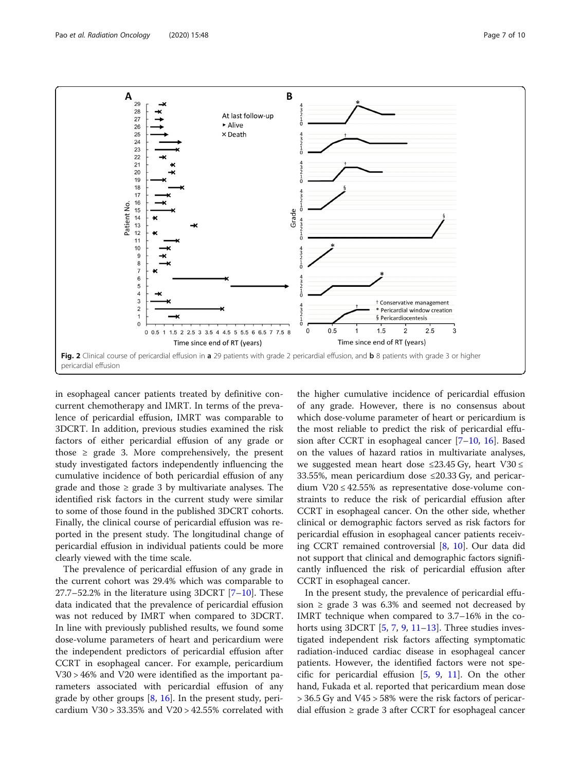Fig. 2 Clinical course of pericardial effusion in **a** 29 patients with grade 2 pericardial effusion, and **b** 8 patients with grade 3 or higher pericardial effusion

in esophageal cancer patients treated by definitive concurrent chemotherapy and IMRT. In terms of the prevalence of pericardial effusion, IMRT was comparable to 3DCRT. In addition, previous studies examined the risk factors of either pericardial effusion of any grade or those ≥ grade 3. More comprehensively, the present study investigated factors independently influencing the cumulative incidence of both pericardial effusion of any grade and those ≥ grade 3 by multivariate analyses. The identified risk factors in the current study were similar to some of those found in the published 3DCRT cohorts. Finally, the clinical course of pericardial effusion was reported in the present study. The longitudinal change of pericardial effusion in individual patients could be more clearly viewed with the time scale.

The prevalence of pericardial effusion of any grade in the current cohort was 29.4% which was comparable to 27.7–52.2% in the literature using 3DCRT [7–10]. These data indicated that the prevalence of pericardial effusion was not reduced by IMRT when compared to 3DCRT. In line with previously published results, we found some dose-volume parameters of heart and pericardium were the independent predictors of pericardial effusion after CCRT in esophageal cancer. For example, pericardium V30 > 46% and V20 were identified as the important parameters associated with pericardial effusion of any grade by other groups [8, 16]. In the present study, pericardium V30 > 33.35% and V20 > 42.55% correlated with the higher cumulative incidence of pericardial effusion of any grade. However, there is no consensus about which dose-volume parameter of heart or pericardium is the most reliable to predict the risk of pericardial effusion after CCRT in esophageal cancer [7–10, 16]. Based on the values of hazard ratios in multivariate analyses, we suggested mean heart dose ≤23.45 Gy, heart V30 ≤ 33.55%, mean pericardium dose ≤20.33 Gy, and pericardium V20 ≤ 42.55% as representative dose-volume constraints to reduce the risk of pericardial effusion after CCRT in esophageal cancer. On the other side, whether clinical or demographic factors served as risk factors for pericardial effusion in esophageal cancer patients receiving CCRT remained controversial [8, 10]. Our data did not support that clinical and demographic factors significantly influenced the risk of pericardial effusion after CCRT in esophageal cancer.

In the present study, the prevalence of pericardial effusion ≥ grade 3 was 6.3% and seemed not decreased by IMRT technique when compared to 3.7–16% in the cohorts using 3DCRT [5, 7, 9, 11–13]. Three studies investigated independent risk factors affecting symptomatic radiation-induced cardiac disease in esophageal cancer patients. However, the identified factors were not specific for pericardial effusion [5, 9, 11]. On the other hand, Fukada et al. reported that pericardium mean dose > 36.5 Gy and V45 > 58% were the risk factors of pericardial effusion ≥ grade 3 after CCRT for esophageal cancer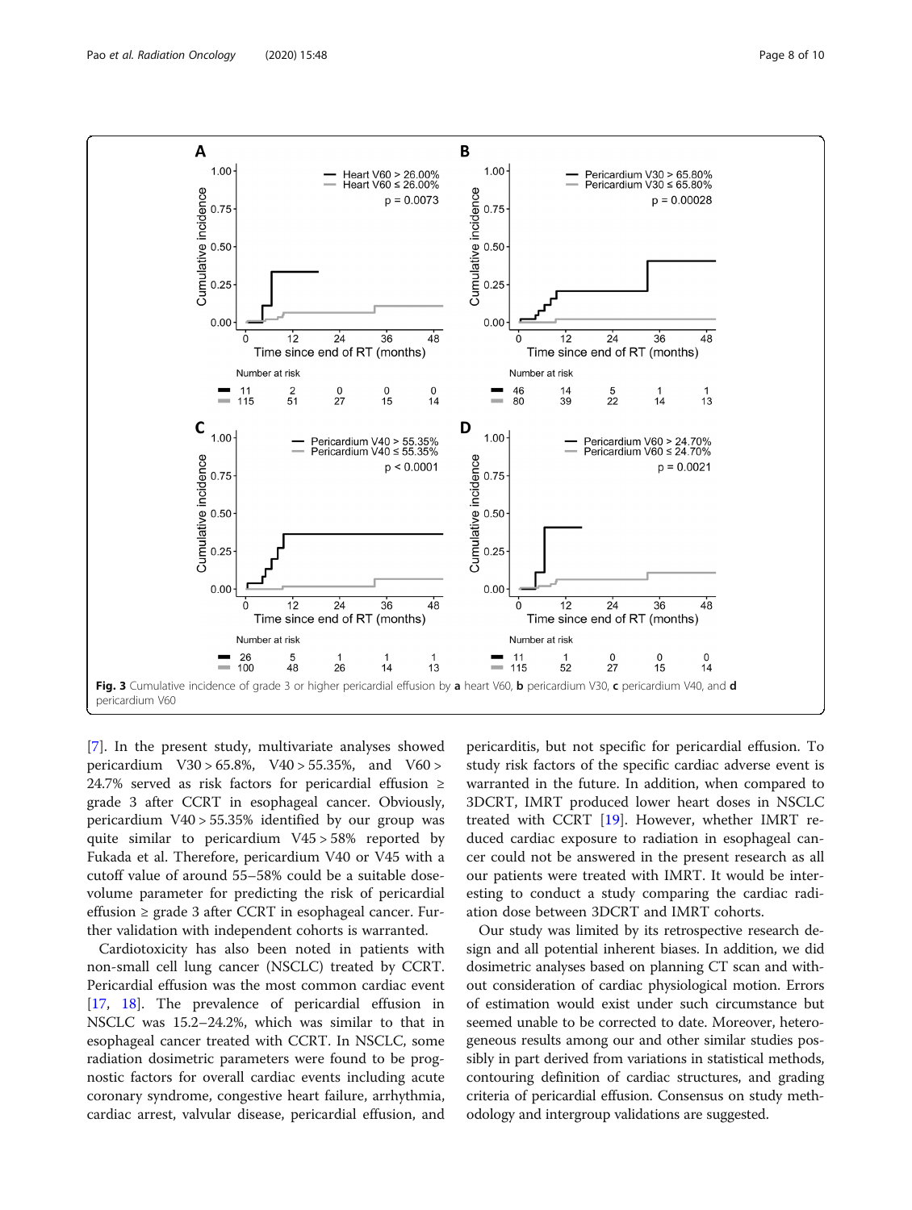Fig. 3 Cumulative incidence of grade 3 or higher pericardial effusion by **a** heart V60, **b** pericardium V30, **c** pericardium V40, and **d** pericardium V60

[7]. In the present study, multivariate analyses showed pericardium V30 > 65.8%, V40 > 55.35%, and V60 > 24.7% served as risk factors for pericardial effusion ≥ grade 3 after CCRT in esophageal cancer. Obviously, pericardium V40 > 55.35% identified by our group was quite similar to pericardium V45 > 58% reported by Fukada et al. Therefore, pericardium V40 or V45 with a cutoff value of around 55–58% could be a suitable dose-volume parameter for predicting the risk of pericardial effusion ≥ grade 3 after CCRT in esophageal cancer. Further validation with independent cohorts is warranted.

Cardiotoxicity has also been noted in patients with non-small cell lung cancer (NSCLC) treated by CCRT. Pericardial effusion was the most common cardiac event [17, 18]. The prevalence of pericardial effusion in NSCLC was 15.2–24.2%, which was similar to that in esophageal cancer treated with CCRT. In NSCLC, some radiation dosimetric parameters were found to be prognostic factors for overall cardiac events including acute coronary syndrome, congestive heart failure, arrhythmia, cardiac arrest, valvular disease, pericardial effusion, and pericarditis, but not specific for pericardial effusion. To study risk factors of the specific cardiac adverse event is warranted in the future. In addition, when compared to 3DCRT, IMRT produced lower heart doses in NSCLC treated with CCRT [19]. However, whether IMRT reduced cardiac exposure to radiation in esophageal cancer could not be answered in the present research as all our patients were treated with IMRT. It would be interesting to conduct a study comparing the cardiac radiation dose between 3DCRT and IMRT cohorts.

Our study was limited by its retrospective research design and all potential inherent biases. In addition, we did dosimetric analyses based on planning CT scan and without consideration of cardiac physiological motion. Errors of estimation would exist under such circumstance but seemed unable to be corrected to date. Moreover, heterogeneous results among our and other similar studies possibly in part derived from variations in statistical methods, contouring definition of cardiac structures, and grading criteria of pericardial effusion. Consensus on study methodology and intergroup validations are suggested.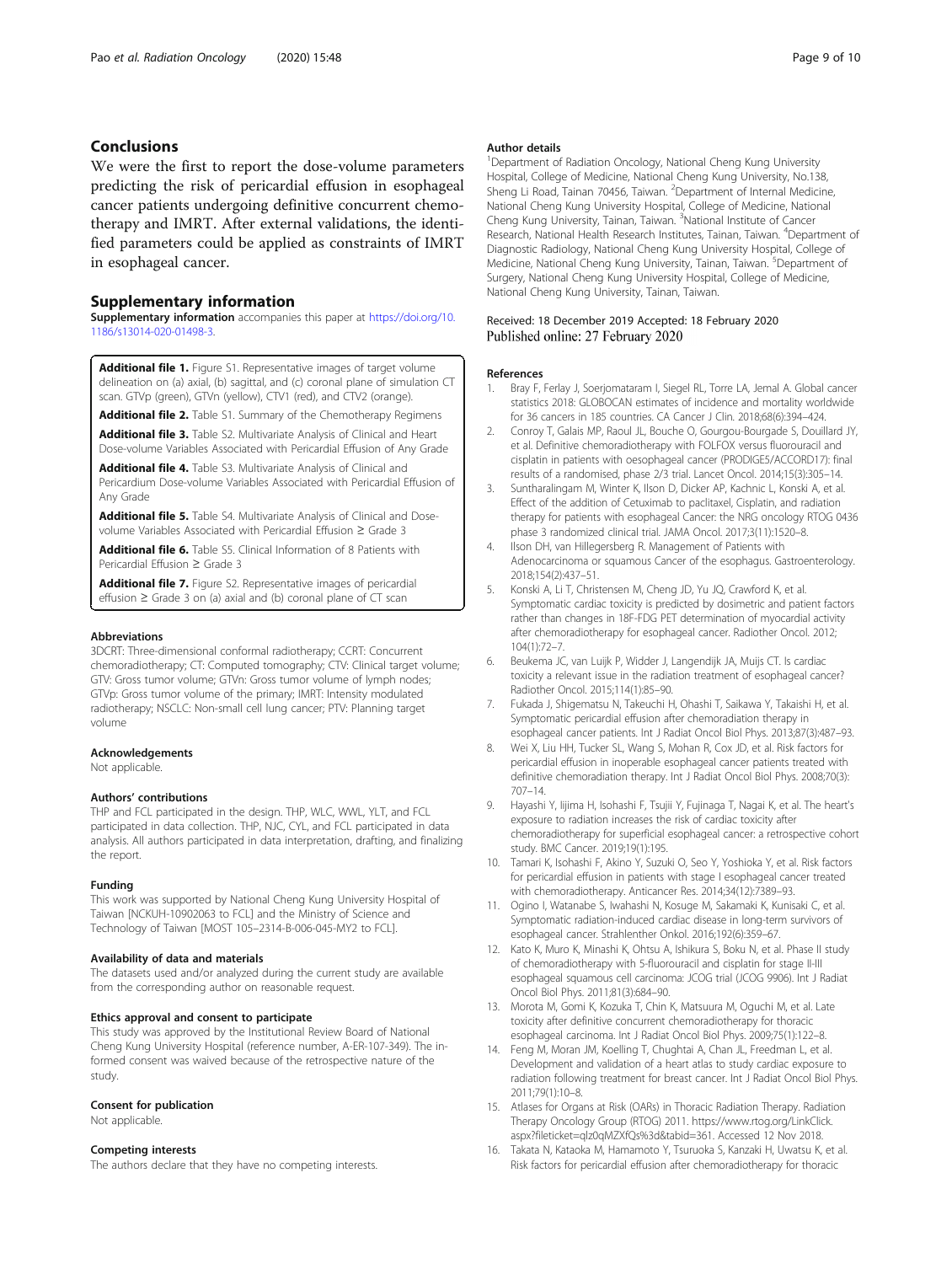## Conclusions

We were the first to report the dose-volume parameters predicting the risk of pericardial effusion in esophageal cancer patients undergoing definitive concurrent chemotherapy and IMRT. After external validations, the identified parameters could be applied as constraints of IMRT in esophageal cancer.

## Supplementary information

**Supplementary information** accompanies this paper at https://doi.org/10.1186/s13014-020-01498-3.

**Additional file 1.** Figure S1. Representative images of target volume delineation on (a) axial, (b) sagittal, and (c) coronal plane of simulation CT scan. GTVp (green), GTVn (yellow), CTV1 (red), and CTV2 (orange).

**Additional file 2.** Table S1. Summary of the Chemotherapy Regimens

**Additional file 3.** Table S2. Multivariate Analysis of Clinical and Heart Dose-volume Variables Associated with Pericardial Effusion of Any Grade

**Additional file 4.** Table S3. Multivariate Analysis of Clinical and Pericardium Dose-volume Variables Associated with Pericardial Effusion of Any Grade

**Additional file 5.** Table S4. Multivariate Analysis of Clinical and Dose-volume Variables Associated with Pericardial Effusion ≥ Grade 3

**Additional file 6.** Table S5. Clinical Information of 8 Patients with Pericardial Effusion ≥ Grade 3

**Additional file 7.** Figure S2. Representative images of pericardial effusion ≥ Grade 3 on (a) axial and (b) coronal plane of CT scan

### Abbreviations

3DCRT: Three-dimensional conformal radiotherapy; CCRT: Concurrent chemoradiotherapy; CT: Computed tomography; CTV: Clinical target volume; GTV: Gross tumor volume; GTVn: Gross tumor volume of lymph nodes; GTVp: Gross tumor volume of the primary; IMRT: Intensity modulated radiotherapy; NSCLC: Non-small cell lung cancer; PTV: Planning target volume

### Acknowledgements

Not applicable.

### Authors' contributions

THP and FCL participated in the design. THP, WLC, WWL, YLT, and FCL participated in data collection. THP, NJC, CYL, and FCL participated in data analysis. All authors participated in data interpretation, drafting, and finalizing the report.

### Funding

This work was supported by National Cheng Kung University Hospital of Taiwan [NCKUH-10902063 to FCL] and the Ministry of Science and Technology of Taiwan [MOST 105–2314-B-006-045-MY2 to FCL].

### Availability of data and materials

The datasets used and/or analyzed during the current study are available from the corresponding author on reasonable request.

### Ethics approval and consent to participate

This study was approved by the Institutional Review Board of National Cheng Kung University Hospital (reference number, A-ER-107-349). The informed consent was waived because of the retrospective nature of the study.

### Consent for publication

Not applicable.

### Competing interests

The authors declare that they have no competing interests.

### Author details

[1]Department of Radiation Oncology, National Cheng Kung University Hospital, College of Medicine, National Cheng Kung University, No.138, Sheng Li Road, Tainan 70456, Taiwan. [2]Department of Internal Medicine, National Cheng Kung University Hospital, College of Medicine, National Cheng Kung University, Tainan, Taiwan. [3]National Institute of Cancer Research, National Health Research Institutes, Tainan, Taiwan. [4]Department of Diagnostic Radiology, National Cheng Kung University Hospital, College of Medicine, National Cheng Kung University, Tainan, Taiwan. [5]Department of Surgery, National Cheng Kung University Hospital, College of Medicine, National Cheng Kung University, Tainan, Taiwan.

Received: 18 December 2019 Accepted: 18 February 2020
Published online: 27 February 2020

### References

1. Bray F, Ferlay J, Soerjomataram I, Siegel RL, Torre LA, Jemal A. Global cancer statistics 2018: GLOBOCAN estimates of incidence and mortality worldwide for 36 cancers in 185 countries. CA Cancer J Clin. 2018;68(6):394–424.
2. Conroy T, Galais MP, Raoul JL, Bouche O, Gourgou-Bourgade S, Douillard JY, et al. Definitive chemoradiotherapy with FOLFOX versus fluorouracil and cisplatin in patients with oesophageal cancer (PRODIGE5/ACCORD17): final results of a randomised, phase 2/3 trial. Lancet Oncol. 2014;15(3):305–14.
3. Suntharalingam M, Winter K, Ilson D, Dicker AP, Kachnic L, Konski A, et al. Effect of the addition of Cetuximab to paclitaxel, Cisplatin, and radiation therapy for patients with esophageal Cancer: the NRG oncology RTOG 0436 phase 3 randomized clinical trial. JAMA Oncol. 2017;3(11):1520–8.
4. Ilson DH, van Hillegersberg R. Management of Patients with Adenocarcinoma or squamous Cancer of the esophagus. Gastroenterology. 2018;154(2):437–51.
5. Konski A, Li T, Christensen M, Cheng JD, Yu JQ, Crawford K, et al. Symptomatic cardiac toxicity is predicted by dosimetric and patient factors rather than changes in 18F-FDG PET determination of myocardial activity after chemoradiotherapy for esophageal cancer. Radiother Oncol. 2012; 104(1):72–7.
6. Beukema JC, van Luijk P, Widder J, Langendijk JA, Muijs CT. Is cardiac toxicity a relevant issue in the radiation treatment of esophageal cancer? Radiother Oncol. 2015;114(1):85–90.
7. Fukada J, Shigematsu N, Takeuchi H, Ohashi T, Saikawa Y, Takaishi H, et al. Symptomatic pericardial effusion after chemoradiation therapy in esophageal cancer patients. Int J Radiat Oncol Biol Phys. 2013;87(3):487–93.
8. Wei X, Liu HH, Tucker SL, Wang S, Mohan R, Cox JD, et al. Risk factors for pericardial effusion in inoperable esophageal cancer patients treated with definitive chemoradiation therapy. Int J Radiat Oncol Biol Phys. 2008;70(3): 707–14.
9. Hayashi Y, Iijima H, Isohashi F, Tsujii Y, Fujinaga T, Nagai K, et al. The heart's exposure to radiation increases the risk of cardiac toxicity after chemoradiotherapy for superficial esophageal cancer: a retrospective cohort study. BMC Cancer. 2019;19(1):195.
10. Tamari K, Isohashi F, Akino Y, Suzuki O, Seo Y, Yoshioka Y, et al. Risk factors for pericardial effusion in patients with stage I esophageal cancer treated with chemoradiotherapy. Anticancer Res. 2014;34(12):7389–93.
11. Ogino I, Watanabe S, Iwahashi N, Kosuge M, Sakamaki K, Kunisaki C, et al. Symptomatic radiation-induced cardiac disease in long-term survivors of esophageal cancer. Strahlenther Onkol. 2016;192(6):359–67.
12. Kato K, Muro K, Minashi K, Ohtsu A, Ishikura S, Boku N, et al. Phase II study of chemoradiotherapy with 5-fluorouracil and cisplatin for stage II-III esophageal squamous cell carcinoma: JCOG trial (JCOG 9906). Int J Radiat Oncol Biol Phys. 2011;81(3):684–90.
13. Morota M, Gomi K, Kozuka T, Chin K, Matsuura M, Oguchi M, et al. Late toxicity after definitive concurrent chemoradiotherapy for thoracic esophageal carcinoma. Int J Radiat Oncol Biol Phys. 2009;75(1):122–8.
14. Feng M, Moran JM, Koelling T, Chughtai A, Chan JL, Freedman L, et al. Development and validation of a heart atlas to study cardiac exposure to radiation following treatment for breast cancer. Int J Radiat Oncol Biol Phys. 2011;79(1):10–8.
15. Atlases for Organs at Risk (OARs) in Thoracic Radiation Therapy. Radiation Therapy Oncology Group (RTOG) 2011. https://www.rtog.org/LinkClick.aspx?fileticket=qlz0qMZXfQs%3d&tabid=361. Accessed 12 Nov 2018.
16. Takata N, Kataoka M, Hamamoto Y, Tsuruoka S, Kanzaki H, Uwatsu K, et al. Risk factors for pericardial effusion after chemoradiotherapy for thoracic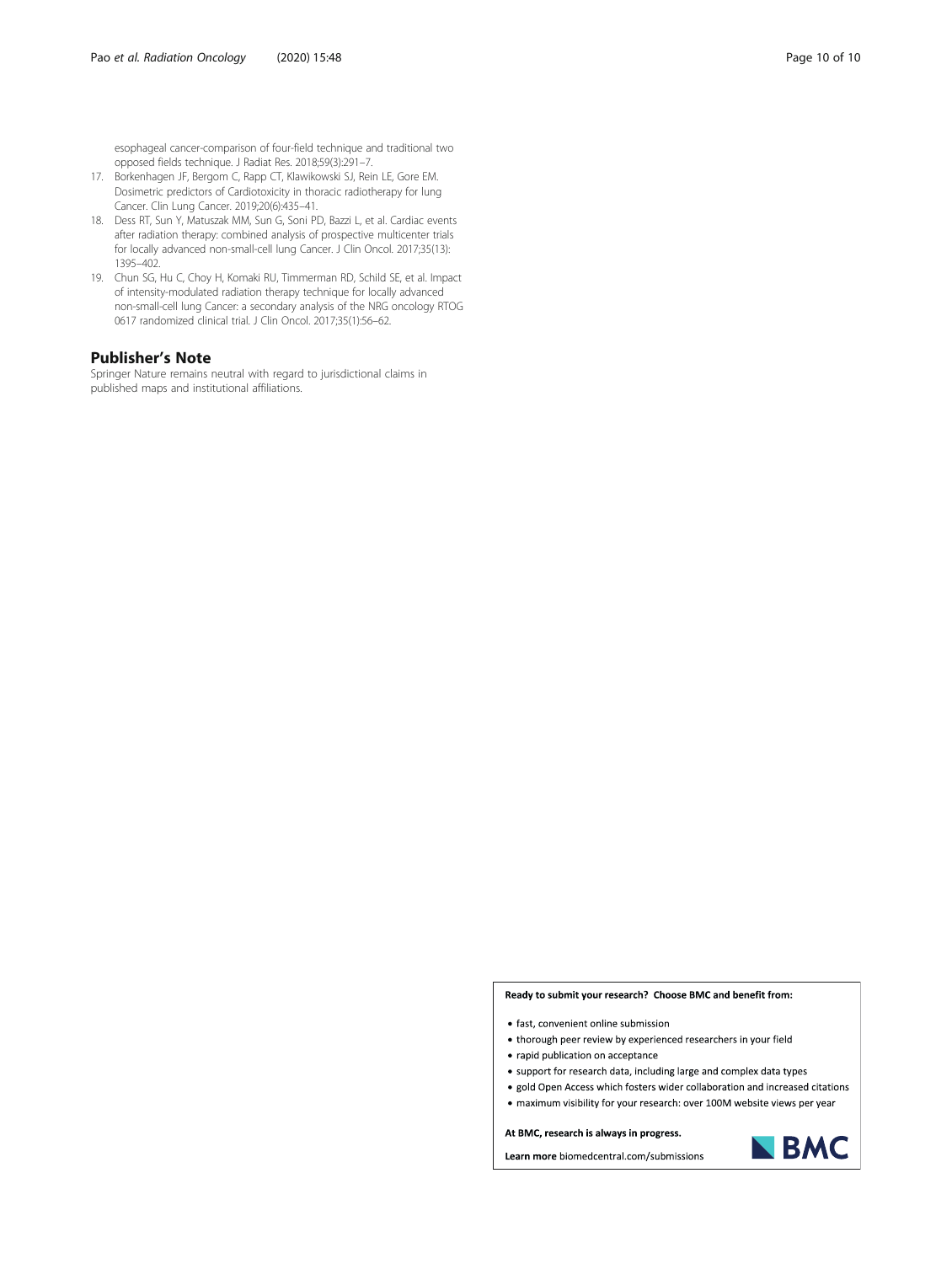esophageal cancer-comparison of four-field technique and traditional two opposed fields technique. J Radiat Res. 2018;59(3):291–7.

17. Borkenhagen JF, Bergom C, Rapp CT, Klawikowski SJ, Rein LE, Gore EM. Dosimetric predictors of Cardiotoxicity in thoracic radiotherapy for lung Cancer. Clin Lung Cancer. 2019;20(6):435–41.
18. Dess RT, Sun Y, Matuszak MM, Sun G, Soni PD, Bazzi L, et al. Cardiac events after radiation therapy: combined analysis of prospective multicenter trials for locally advanced non-small-cell lung Cancer. J Clin Oncol. 2017;35(13): 1395–402.
19. Chun SG, Hu C, Choy H, Komaki RU, Timmerman RD, Schild SE, et al. Impact of intensity-modulated radiation therapy technique for locally advanced non-small-cell lung Cancer: a secondary analysis of the NRG oncology RTOG 0617 randomized clinical trial. J Clin Oncol. 2017;35(1):56–62.

## Publisher's Note

Springer Nature remains neutral with regard to jurisdictional claims in published maps and institutional affiliations.

**Ready to submit your research? Choose BMC and benefit from:**

- fast, convenient online submission
- thorough peer review by experienced researchers in your field
- rapid publication on acceptance
- support for research data, including large and complex data types
- gold Open Access which fosters wider collaboration and increased citations
- maximum visibility for your research: over 100M website views per year

**At BMC, research is always in progress.**

**Learn more** biomedcentral.com/submissions

BMC